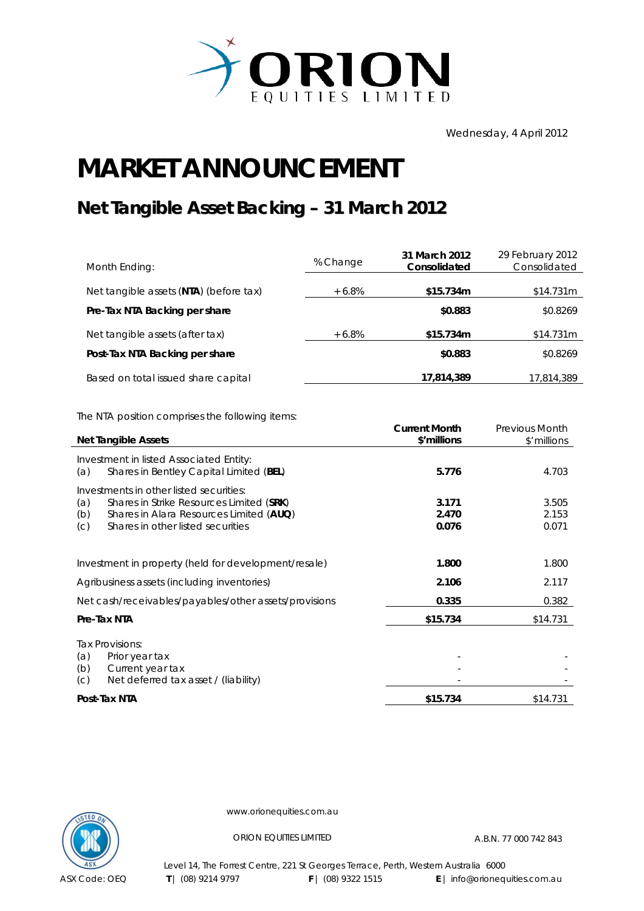# ORION EQUITIES LIMITED

Wednesday, 4 April 2012

# MARKET ANNOUNCEMENT

## Net Tangible Asset Backing – 31 March 2012

| Month Ending: | % Change | 31 March 2012 Consolidated | 29 February 2012 Consolidated |
|---|---|---|---|
| Net tangible assets (**NTA**) (before tax) | +6.8% | **$15.734m** | $14.731m |
| **Pre-Tax NTA Backing per share** | | **$0.883** | $0.8269 |
| Net tangible assets (after tax) | +6.8% | **$15.734m** | $14.731m |
| **Post-Tax NTA Backing per share** | | **$0.883** | $0.8269 |
| Based on total issued share capital | | **17,814,389** | 17,814,389 |

The NTA position comprises the following items:

| **Net Tangible Assets** | **Current Month $'millions** | Previous Month $'millions |
|---|---|---|
| Investment in listed Associated Entity: | | |
| (a) Shares in Bentley Capital Limited (**BEL**) | **5.776** | 4.703 |
| Investments in other listed securities: | | |
| (a) Shares in Strike Resources Limited (**SRK**) | **3.171** | 3.505 |
| (b) Shares in Alara Resources Limited (**AUQ**) | **2.470** | 2.153 |
| (c) Shares in other listed securities | **0.076** | 0.071 |
| Investment in property (held for development/resale) | **1.800** | 1.800 |
| Agribusiness assets (including inventories) | **2.106** | 2.117 |
| Net cash/receivables/payables/other assets/provisions | **0.335** | 0.382 |
| **Pre-Tax NTA** | **$15.734** | $14.731 |
| Tax Provisions: | | |
| (a) Prior year tax | - | - |
| (b) Current year tax | - | - |
| (c) Net deferred tax asset / (liability) | - | - |
| **Post-Tax NTA** | **$15.734** | $14.731 |

www.orionequities.com.au

ORION EQUITIES LIMITED A.B.N. 77 000 742 843

Level 14, The Forrest Centre, 221 St Georges Terrace, Perth, Western Australia 6000

ASX Code: OEQ **T** | (08) 9214 9797 **F** | (08) 9322 1515 **E** | info@orionequities.com.au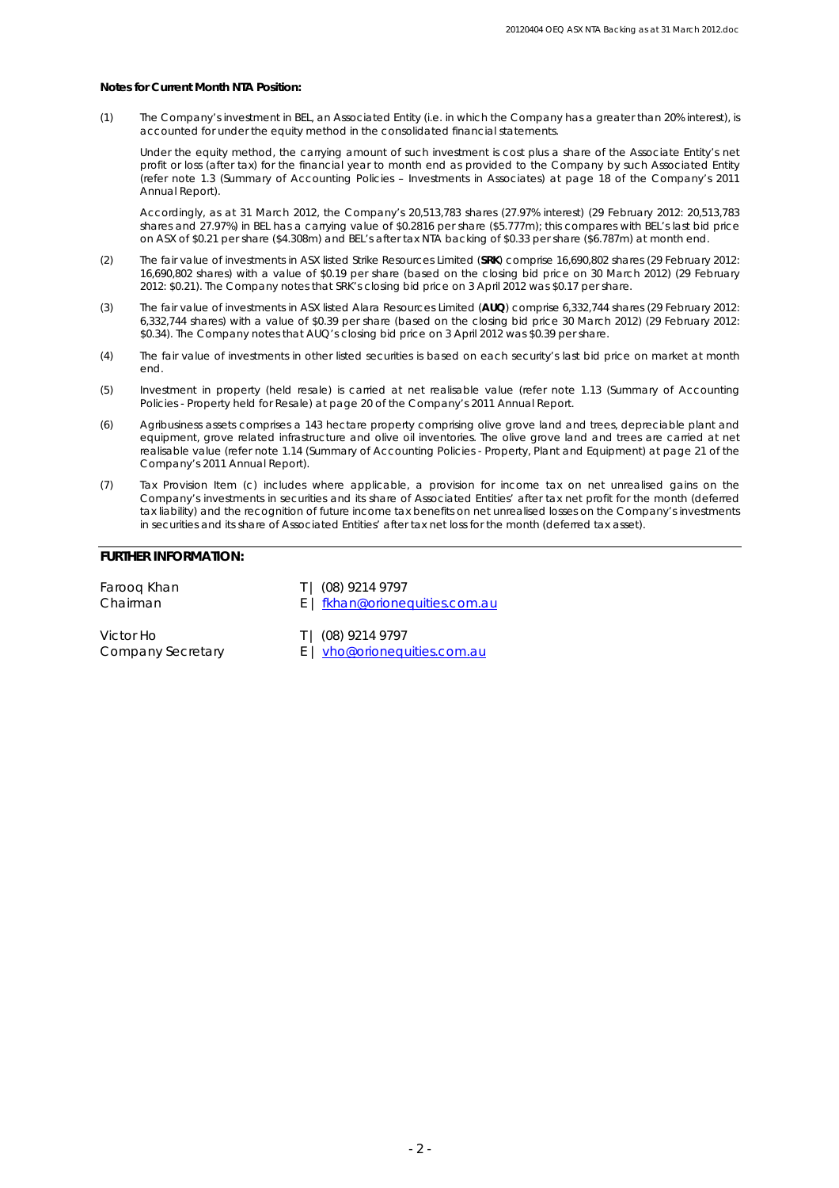**Notes for Current Month NTA Position:**

(1) The Company's investment in BEL, an Associated Entity (i.e. in which the Company has a greater than 20% interest), is accounted for under the equity method in the consolidated financial statements.

Under the equity method, the carrying amount of such investment is cost plus a share of the Associate Entity's net profit or loss (after tax) for the financial year to month end as provided to the Company by such Associated Entity (refer note 1.3 (Summary of Accounting Policies – Investments in Associates) at page 18 of the Company's 2011 Annual Report).

Accordingly, as at 31 March 2012, the Company's 20,513,783 shares (27.97% interest) (29 February 2012: 20,513,783 shares and 27.97%) in BEL has a carrying value of $0.2816 per share ($5.777m); this compares with BEL's last bid price on ASX of $0.21 per share ($4.308m) and BEL's after tax NTA backing of $0.33 per share ($6.787m) at month end.

(2) The fair value of investments in ASX listed Strike Resources Limited (**SRK**) comprise 16,690,802 shares (29 February 2012: 16,690,802 shares) with a value of $0.19 per share (based on the closing bid price on 30 March 2012) (29 February 2012: $0.21). The Company notes that SRK's closing bid price on 3 April 2012 was $0.17 per share.

(3) The fair value of investments in ASX listed Alara Resources Limited (**AUQ**) comprise 6,332,744 shares (29 February 2012: 6,332,744 shares) with a value of $0.39 per share (based on the closing bid price 30 March 2012) (29 February 2012: $0.34). The Company notes that AUQ's closing bid price on 3 April 2012 was $0.39 per share.

(4) The fair value of investments in other listed securities is based on each security's last bid price on market at month end.

(5) Investment in property (held resale) is carried at net realisable value (refer note 1.13 (Summary of Accounting Policies - Property held for Resale) at page 20 of the Company's 2011 Annual Report.

(6) Agribusiness assets comprises a 143 hectare property comprising olive grove land and trees, depreciable plant and equipment, grove related infrastructure and olive oil inventories. The olive grove land and trees are carried at net realisable value (refer note 1.14 (Summary of Accounting Policies - Property, Plant and Equipment) at page 21 of the Company's 2011 Annual Report).

(7) Tax Provision Item (c) includes where applicable, a provision for income tax on net unrealised gains on the Company's investments in securities and its share of Associated Entities' after tax net profit for the month (deferred tax liability) and the recognition of future income tax benefits on net unrealised losses on the Company's investments in securities and its share of Associated Entities' after tax net loss for the month (deferred tax asset).

**FURTHER INFORMATION:**

| | |
|---|---|
| Farooq Khan<br>Chairman | T \| (08) 9214 9797<br>E \| fkhan@orionequities.com.au |
| Victor Ho<br>Company Secretary | T \| (08) 9214 9797<br>E \| vho@orionequities.com.au |